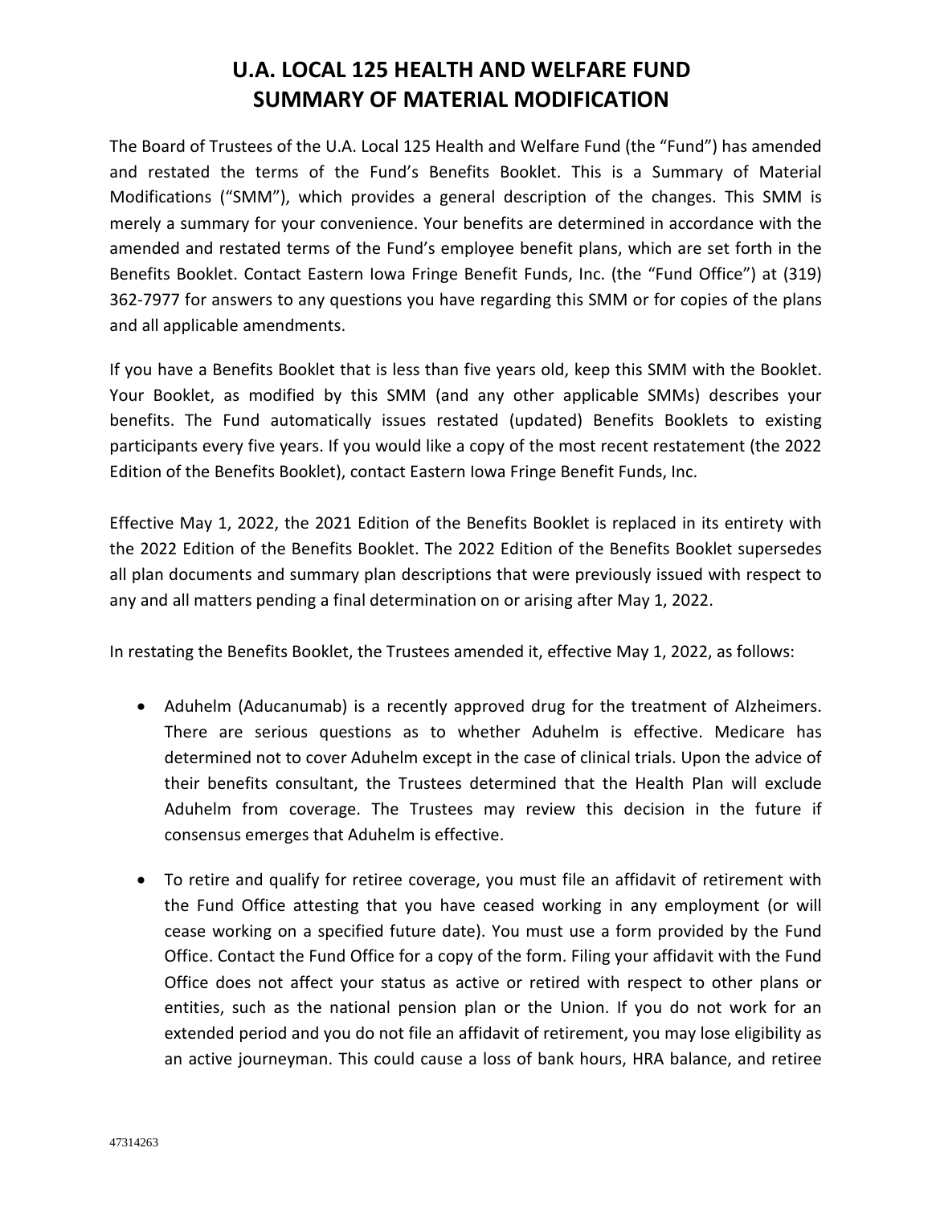# U.A. LOCAL 125 HEALTH AND WELFARE FUND
# SUMMARY OF MATERIAL MODIFICATION

The Board of Trustees of the U.A. Local 125 Health and Welfare Fund (the "Fund") has amended and restated the terms of the Fund's Benefits Booklet. This is a Summary of Material Modifications ("SMM"), which provides a general description of the changes. This SMM is merely a summary for your convenience. Your benefits are determined in accordance with the amended and restated terms of the Fund's employee benefit plans, which are set forth in the Benefits Booklet. Contact Eastern Iowa Fringe Benefit Funds, Inc. (the "Fund Office") at (319) 362-7977 for answers to any questions you have regarding this SMM or for copies of the plans and all applicable amendments.

If you have a Benefits Booklet that is less than five years old, keep this SMM with the Booklet. Your Booklet, as modified by this SMM (and any other applicable SMMs) describes your benefits. The Fund automatically issues restated (updated) Benefits Booklets to existing participants every five years. If you would like a copy of the most recent restatement (the 2022 Edition of the Benefits Booklet), contact Eastern Iowa Fringe Benefit Funds, Inc.

Effective May 1, 2022, the 2021 Edition of the Benefits Booklet is replaced in its entirety with the 2022 Edition of the Benefits Booklet. The 2022 Edition of the Benefits Booklet supersedes all plan documents and summary plan descriptions that were previously issued with respect to any and all matters pending a final determination on or arising after May 1, 2022.

In restating the Benefits Booklet, the Trustees amended it, effective May 1, 2022, as follows:

- Aduhelm (Aducanumab) is a recently approved drug for the treatment of Alzheimers. There are serious questions as to whether Aduhelm is effective. Medicare has determined not to cover Aduhelm except in the case of clinical trials. Upon the advice of their benefits consultant, the Trustees determined that the Health Plan will exclude Aduhelm from coverage. The Trustees may review this decision in the future if consensus emerges that Aduhelm is effective.

- To retire and qualify for retiree coverage, you must file an affidavit of retirement with the Fund Office attesting that you have ceased working in any employment (or will cease working on a specified future date). You must use a form provided by the Fund Office. Contact the Fund Office for a copy of the form. Filing your affidavit with the Fund Office does not affect your status as active or retired with respect to other plans or entities, such as the national pension plan or the Union. If you do not work for an extended period and you do not file an affidavit of retirement, you may lose eligibility as an active journeyman. This could cause a loss of bank hours, HRA balance, and retiree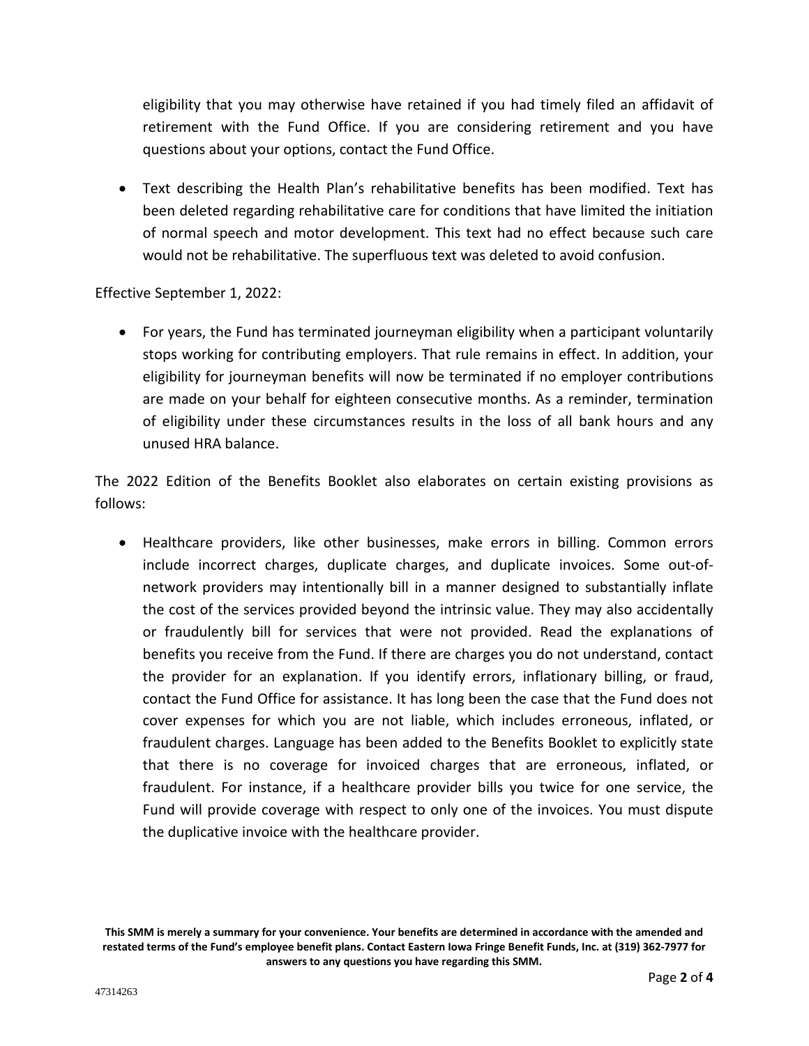eligibility that you may otherwise have retained if you had timely filed an affidavit of retirement with the Fund Office. If you are considering retirement and you have questions about your options, contact the Fund Office.

- Text describing the Health Plan's rehabilitative benefits has been modified. Text has been deleted regarding rehabilitative care for conditions that have limited the initiation of normal speech and motor development. This text had no effect because such care would not be rehabilitative. The superfluous text was deleted to avoid confusion.

Effective September 1, 2022:

- For years, the Fund has terminated journeyman eligibility when a participant voluntarily stops working for contributing employers. That rule remains in effect. In addition, your eligibility for journeyman benefits will now be terminated if no employer contributions are made on your behalf for eighteen consecutive months. As a reminder, termination of eligibility under these circumstances results in the loss of all bank hours and any unused HRA balance.

The 2022 Edition of the Benefits Booklet also elaborates on certain existing provisions as follows:

- Healthcare providers, like other businesses, make errors in billing. Common errors include incorrect charges, duplicate charges, and duplicate invoices. Some out-of-network providers may intentionally bill in a manner designed to substantially inflate the cost of the services provided beyond the intrinsic value. They may also accidentally or fraudulently bill for services that were not provided. Read the explanations of benefits you receive from the Fund. If there are charges you do not understand, contact the provider for an explanation. If you identify errors, inflationary billing, or fraud, contact the Fund Office for assistance. It has long been the case that the Fund does not cover expenses for which you are not liable, which includes erroneous, inflated, or fraudulent charges. Language has been added to the Benefits Booklet to explicitly state that there is no coverage for invoiced charges that are erroneous, inflated, or fraudulent. For instance, if a healthcare provider bills you twice for one service, the Fund will provide coverage with respect to only one of the invoices. You must dispute the duplicative invoice with the healthcare provider.

**This SMM is merely a summary for your convenience. Your benefits are determined in accordance with the amended and restated terms of the Fund's employee benefit plans. Contact Eastern Iowa Fringe Benefit Funds, Inc. at (319) 362-7977 for answers to any questions you have regarding this SMM.**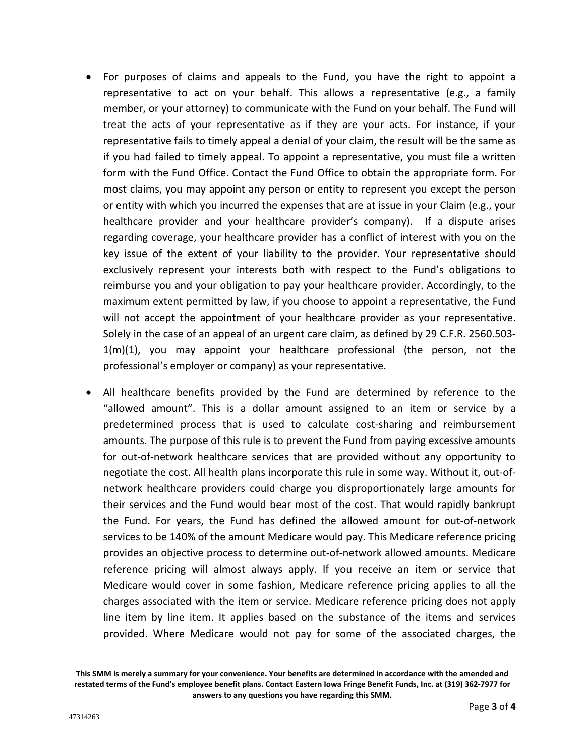- For purposes of claims and appeals to the Fund, you have the right to appoint a representative to act on your behalf. This allows a representative (e.g., a family member, or your attorney) to communicate with the Fund on your behalf. The Fund will treat the acts of your representative as if they are your acts. For instance, if your representative fails to timely appeal a denial of your claim, the result will be the same as if you had failed to timely appeal. To appoint a representative, you must file a written form with the Fund Office. Contact the Fund Office to obtain the appropriate form. For most claims, you may appoint any person or entity to represent you except the person or entity with which you incurred the expenses that are at issue in your Claim (e.g., your healthcare provider and your healthcare provider's company). If a dispute arises regarding coverage, your healthcare provider has a conflict of interest with you on the key issue of the extent of your liability to the provider. Your representative should exclusively represent your interests both with respect to the Fund's obligations to reimburse you and your obligation to pay your healthcare provider. Accordingly, to the maximum extent permitted by law, if you choose to appoint a representative, the Fund will not accept the appointment of your healthcare provider as your representative. Solely in the case of an appeal of an urgent care claim, as defined by 29 C.F.R. 2560.503-1(m)(1), you may appoint your healthcare professional (the person, not the professional's employer or company) as your representative.

- All healthcare benefits provided by the Fund are determined by reference to the "allowed amount". This is a dollar amount assigned to an item or service by a predetermined process that is used to calculate cost-sharing and reimbursement amounts. The purpose of this rule is to prevent the Fund from paying excessive amounts for out-of-network healthcare services that are provided without any opportunity to negotiate the cost. All health plans incorporate this rule in some way. Without it, out-of-network healthcare providers could charge you disproportionately large amounts for their services and the Fund would bear most of the cost. That would rapidly bankrupt the Fund. For years, the Fund has defined the allowed amount for out-of-network services to be 140% of the amount Medicare would pay. This Medicare reference pricing provides an objective process to determine out-of-network allowed amounts. Medicare reference pricing will almost always apply. If you receive an item or service that Medicare would cover in some fashion, Medicare reference pricing applies to all the charges associated with the item or service. Medicare reference pricing does not apply line item by line item. It applies based on the substance of the items and services provided. Where Medicare would not pay for some of the associated charges, the

**This SMM is merely a summary for your convenience. Your benefits are determined in accordance with the amended and restated terms of the Fund's employee benefit plans. Contact Eastern Iowa Fringe Benefit Funds, Inc. at (319) 362-7977 for answers to any questions you have regarding this SMM.**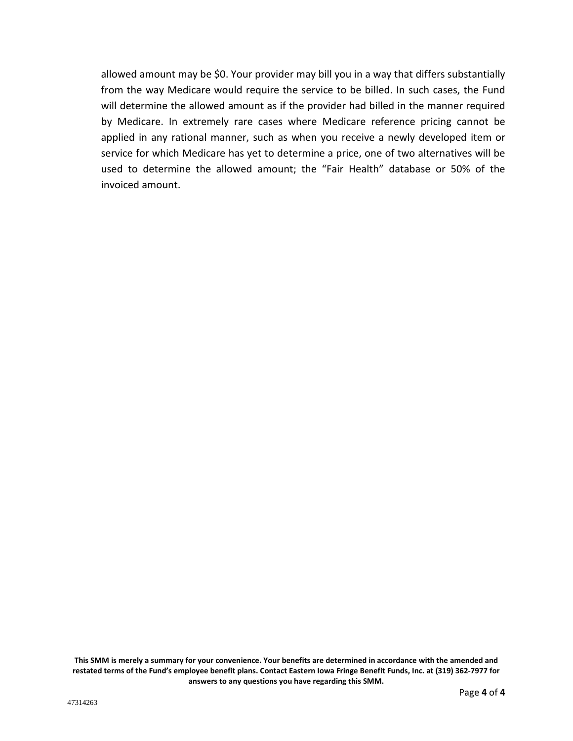allowed amount may be $0. Your provider may bill you in a way that differs substantially from the way Medicare would require the service to be billed. In such cases, the Fund will determine the allowed amount as if the provider had billed in the manner required by Medicare. In extremely rare cases where Medicare reference pricing cannot be applied in any rational manner, such as when you receive a newly developed item or service for which Medicare has yet to determine a price, one of two alternatives will be used to determine the allowed amount; the "Fair Health" database or 50% of the invoiced amount.

**This SMM is merely a summary for your convenience. Your benefits are determined in accordance with the amended and restated terms of the Fund's employee benefit plans. Contact Eastern Iowa Fringe Benefit Funds, Inc. at (319) 362-7977 for answers to any questions you have regarding this SMM.**

47314263